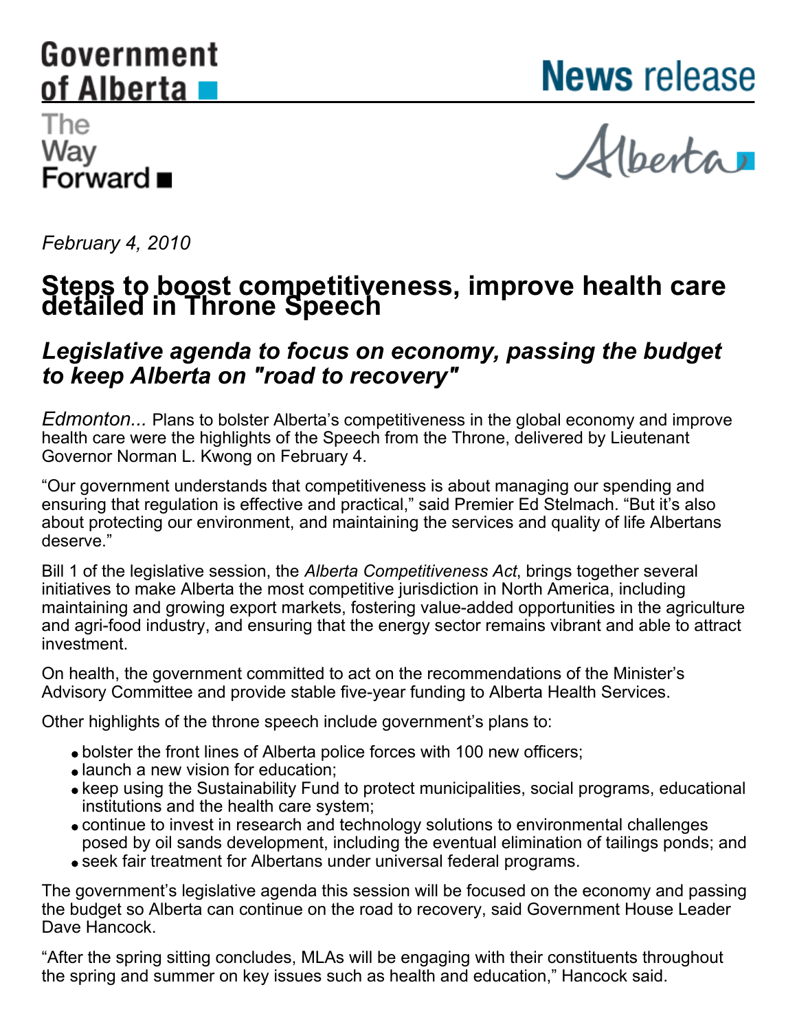Government of Alberta

The Way Forward

# News release

Alberta

*February 4, 2010*

# Steps to boost competitiveness, improve health care detailed in Throne Speech

## *Legislative agenda to focus on economy, passing the budget to keep Alberta on "road to recovery"*

*Edmonton...* Plans to bolster Alberta's competitiveness in the global economy and improve health care were the highlights of the Speech from the Throne, delivered by Lieutenant Governor Norman L. Kwong on February 4.

"Our government understands that competitiveness is about managing our spending and ensuring that regulation is effective and practical," said Premier Ed Stelmach. "But it's also about protecting our environment, and maintaining the services and quality of life Albertans deserve."

Bill 1 of the legislative session, the *Alberta Competitiveness Act*, brings together several initiatives to make Alberta the most competitive jurisdiction in North America, including maintaining and growing export markets, fostering value-added opportunities in the agriculture and agri-food industry, and ensuring that the energy sector remains vibrant and able to attract investment.

On health, the government committed to act on the recommendations of the Minister's Advisory Committee and provide stable five-year funding to Alberta Health Services.

Other highlights of the throne speech include government's plans to:

- bolster the front lines of Alberta police forces with 100 new officers;
- launch a new vision for education;
- keep using the Sustainability Fund to protect municipalities, social programs, educational institutions and the health care system;
- continue to invest in research and technology solutions to environmental challenges posed by oil sands development, including the eventual elimination of tailings ponds; and
- seek fair treatment for Albertans under universal federal programs.

The government's legislative agenda this session will be focused on the economy and passing the budget so Alberta can continue on the road to recovery, said Government House Leader Dave Hancock.

"After the spring sitting concludes, MLAs will be engaging with their constituents throughout the spring and summer on key issues such as health and education," Hancock said.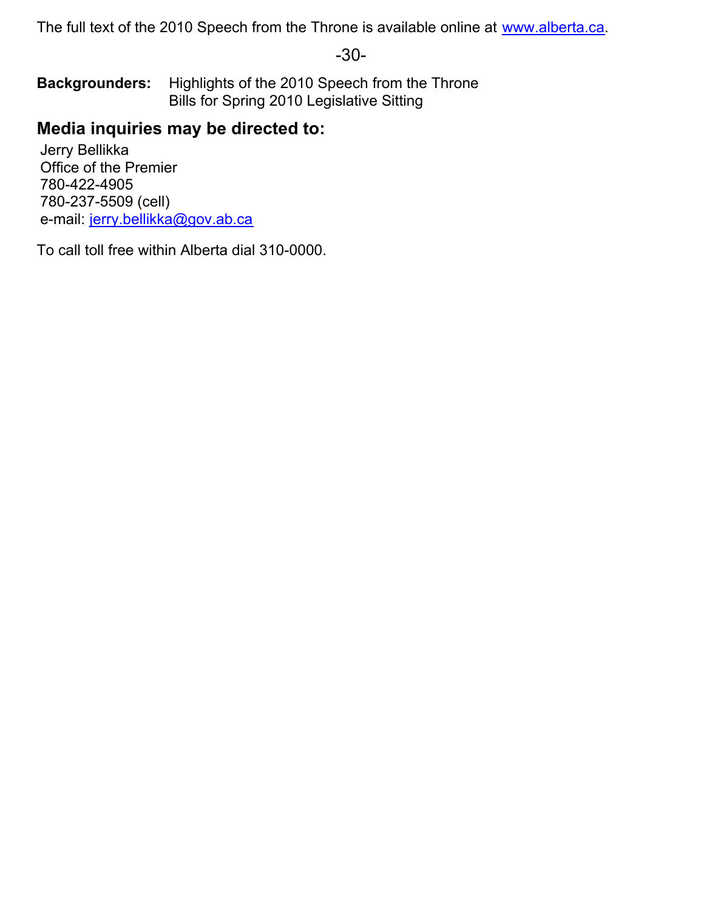The full text of the 2010 Speech from the Throne is available online at www.alberta.ca.

-30-

**Backgrounders:** Highlights of the 2010 Speech from the Throne
Bills for Spring 2010 Legislative Sitting

## Media inquiries may be directed to:

Jerry Bellikka
Office of the Premier
780-422-4905
780-237-5509 (cell)
e-mail: jerry.bellikka@gov.ab.ca

To call toll free within Alberta dial 310-0000.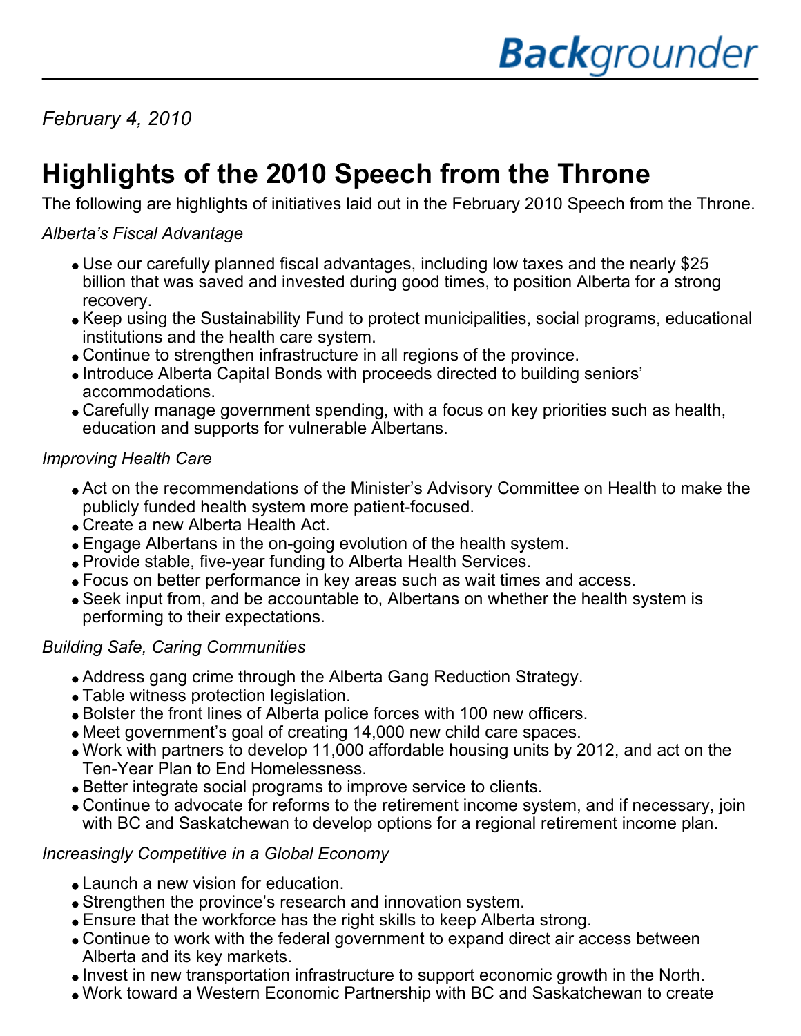*Backgrounder*

*February 4, 2010*

# Highlights of the 2010 Speech from the Throne

The following are highlights of initiatives laid out in the February 2010 Speech from the Throne.

*Alberta's Fiscal Advantage*

- Use our carefully planned fiscal advantages, including low taxes and the nearly $25 billion that was saved and invested during good times, to position Alberta for a strong recovery.
- Keep using the Sustainability Fund to protect municipalities, social programs, educational institutions and the health care system.
- Continue to strengthen infrastructure in all regions of the province.
- Introduce Alberta Capital Bonds with proceeds directed to building seniors' accommodations.
- Carefully manage government spending, with a focus on key priorities such as health, education and supports for vulnerable Albertans.

*Improving Health Care*

- Act on the recommendations of the Minister's Advisory Committee on Health to make the publicly funded health system more patient-focused.
- Create a new Alberta Health Act.
- Engage Albertans in the on-going evolution of the health system.
- Provide stable, five-year funding to Alberta Health Services.
- Focus on better performance in key areas such as wait times and access.
- Seek input from, and be accountable to, Albertans on whether the health system is performing to their expectations.

*Building Safe, Caring Communities*

- Address gang crime through the Alberta Gang Reduction Strategy.
- Table witness protection legislation.
- Bolster the front lines of Alberta police forces with 100 new officers.
- Meet government's goal of creating 14,000 new child care spaces.
- Work with partners to develop 11,000 affordable housing units by 2012, and act on the Ten-Year Plan to End Homelessness.
- Better integrate social programs to improve service to clients.
- Continue to advocate for reforms to the retirement income system, and if necessary, join with BC and Saskatchewan to develop options for a regional retirement income plan.

*Increasingly Competitive in a Global Economy*

- Launch a new vision for education.
- Strengthen the province's research and innovation system.
- Ensure that the workforce has the right skills to keep Alberta strong.
- Continue to work with the federal government to expand direct air access between Alberta and its key markets.
- Invest in new transportation infrastructure to support economic growth in the North.
- Work toward a Western Economic Partnership with BC and Saskatchewan to create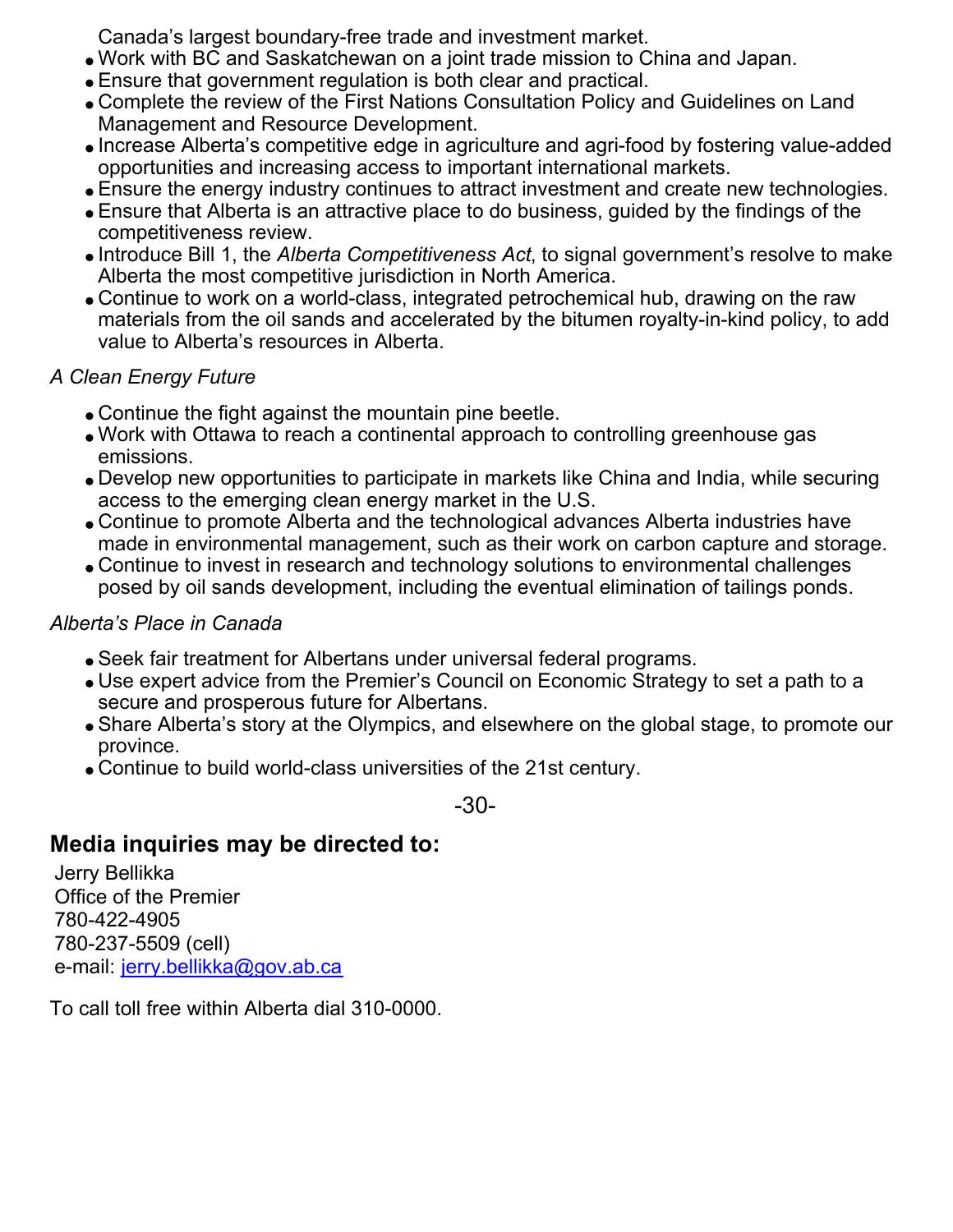Canada's largest boundary-free trade and investment market.

- Work with BC and Saskatchewan on a joint trade mission to China and Japan.
- Ensure that government regulation is both clear and practical.
- Complete the review of the First Nations Consultation Policy and Guidelines on Land Management and Resource Development.
- Increase Alberta's competitive edge in agriculture and agri-food by fostering value-added opportunities and increasing access to important international markets.
- Ensure the energy industry continues to attract investment and create new technologies.
- Ensure that Alberta is an attractive place to do business, guided by the findings of the competitiveness review.
- Introduce Bill 1, the *Alberta Competitiveness Act*, to signal government's resolve to make Alberta the most competitive jurisdiction in North America.
- Continue to work on a world-class, integrated petrochemical hub, drawing on the raw materials from the oil sands and accelerated by the bitumen royalty-in-kind policy, to add value to Alberta's resources in Alberta.

*A Clean Energy Future*

- Continue the fight against the mountain pine beetle.
- Work with Ottawa to reach a continental approach to controlling greenhouse gas emissions.
- Develop new opportunities to participate in markets like China and India, while securing access to the emerging clean energy market in the U.S.
- Continue to promote Alberta and the technological advances Alberta industries have made in environmental management, such as their work on carbon capture and storage.
- Continue to invest in research and technology solutions to environmental challenges posed by oil sands development, including the eventual elimination of tailings ponds.

*Alberta's Place in Canada*

- Seek fair treatment for Albertans under universal federal programs.
- Use expert advice from the Premier's Council on Economic Strategy to set a path to a secure and prosperous future for Albertans.
- Share Alberta's story at the Olympics, and elsewhere on the global stage, to promote our province.
- Continue to build world-class universities of the 21st century.

-30-

## Media inquiries may be directed to:

Jerry Bellikka
Office of the Premier
780-422-4905
780-237-5509 (cell)
e-mail: jerry.bellikka@gov.ab.ca

To call toll free within Alberta dial 310-0000.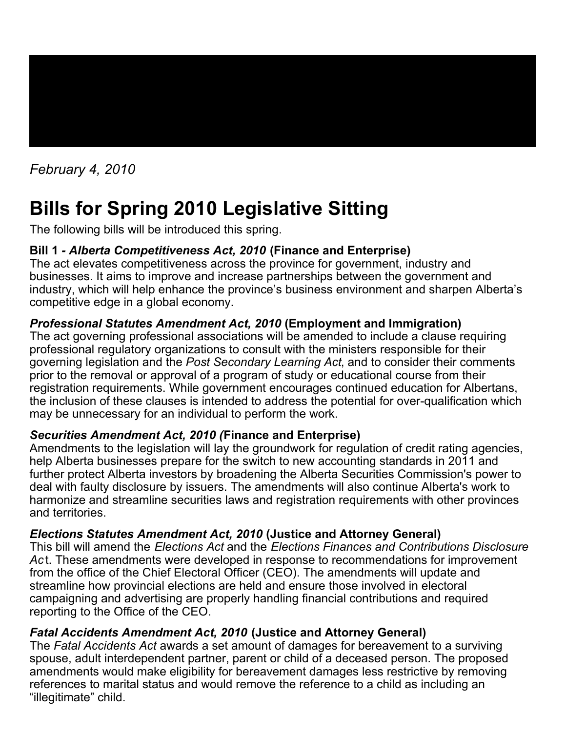*February 4, 2010*

# Bills for Spring 2010 Legislative Sitting

The following bills will be introduced this spring.

**Bill 1 - *Alberta Competitiveness Act, 2010* (Finance and Enterprise)**
The act elevates competitiveness across the province for government, industry and businesses. It aims to improve and increase partnerships between the government and industry, which will help enhance the province's business environment and sharpen Alberta's competitive edge in a global economy.

***Professional Statutes Amendment Act, 2010* (Employment and Immigration)**
The act governing professional associations will be amended to include a clause requiring professional regulatory organizations to consult with the ministers responsible for their governing legislation and the *Post Secondary Learning Act*, and to consider their comments prior to the removal or approval of a program of study or educational course from their registration requirements. While government encourages continued education for Albertans, the inclusion of these clauses is intended to address the potential for over-qualification which may be unnecessary for an individual to perform the work.

***Securities Amendment Act, 2010 (*Finance and Enterprise)**
Amendments to the legislation will lay the groundwork for regulation of credit rating agencies, help Alberta businesses prepare for the switch to new accounting standards in 2011 and further protect Alberta investors by broadening the Alberta Securities Commission's power to deal with faulty disclosure by issuers. The amendments will also continue Alberta's work to harmonize and streamline securities laws and registration requirements with other provinces and territories.

***Elections Statutes Amendment Act, 2010* (Justice and Attorney General)**
This bill will amend the *Elections Act* and the *Elections Finances and Contributions Disclosure Ac*t. These amendments were developed in response to recommendations for improvement from the office of the Chief Electoral Officer (CEO). The amendments will update and streamline how provincial elections are held and ensure those involved in electoral campaigning and advertising are properly handling financial contributions and required reporting to the Office of the CEO.

***Fatal Accidents Amendment Act, 2010* (Justice and Attorney General)**
The *Fatal Accidents Act* awards a set amount of damages for bereavement to a surviving spouse, adult interdependent partner, parent or child of a deceased person. The proposed amendments would make eligibility for bereavement damages less restrictive by removing references to marital status and would remove the reference to a child as including an "illegitimate" child.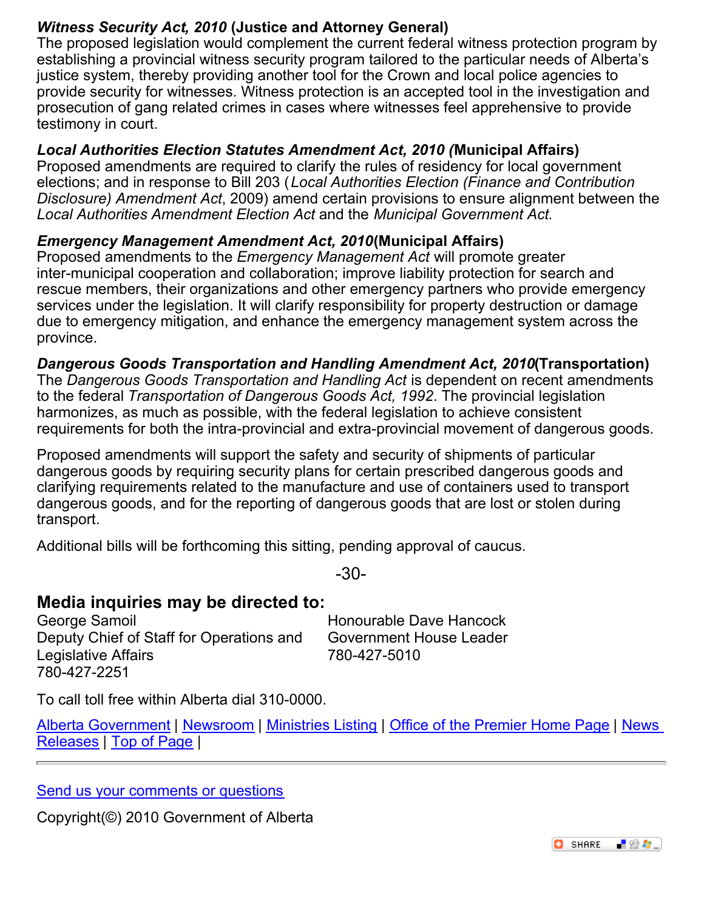***Witness Security Act, 2010*** **(Justice and Attorney General)**
The proposed legislation would complement the current federal witness protection program by establishing a provincial witness security program tailored to the particular needs of Alberta's justice system, thereby providing another tool for the Crown and local police agencies to provide security for witnesses. Witness protection is an accepted tool in the investigation and prosecution of gang related crimes in cases where witnesses feel apprehensive to provide testimony in court.

***Local Authorities Election Statutes Amendment Act, 2010 (*****Municipal Affairs)**
Proposed amendments are required to clarify the rules of residency for local government elections; and in response to Bill 203 (*Local Authorities Election (Finance and Contribution Disclosure) Amendment Act*, 2009) amend certain provisions to ensure alignment between the *Local Authorities Amendment Election Act* and the *Municipal Government Act*.

***Emergency Management Amendment Act, 2010*****(Municipal Affairs)**
Proposed amendments to the *Emergency Management Act* will promote greater inter-municipal cooperation and collaboration; improve liability protection for search and rescue members, their organizations and other emergency partners who provide emergency services under the legislation. It will clarify responsibility for property destruction or damage due to emergency mitigation, and enhance the emergency management system across the province.

***Dangerous Goods Transportation and Handling Amendment Act, 2010*****(Transportation)**
The *Dangerous Goods Transportation and Handling Act* is dependent on recent amendments to the federal *Transportation of Dangerous Goods Act, 1992*. The provincial legislation harmonizes, as much as possible, with the federal legislation to achieve consistent requirements for both the intra-provincial and extra-provincial movement of dangerous goods.

Proposed amendments will support the safety and security of shipments of particular dangerous goods by requiring security plans for certain prescribed dangerous goods and clarifying requirements related to the manufacture and use of containers used to transport dangerous goods, and for the reporting of dangerous goods that are lost or stolen during transport.

Additional bills will be forthcoming this sitting, pending approval of caucus.

-30-

## Media inquiries may be directed to:

George Samoil
Deputy Chief of Staff for Operations and Legislative Affairs
780-427-2251

Honourable Dave Hancock
Government House Leader
780-427-5010

To call toll free within Alberta dial 310-0000.

Alberta Government | Newsroom | Ministries Listing | Office of the Premier Home Page | News Releases | Top of Page |

---

Send us your comments or questions

Copyright(©) 2010 Government of Alberta